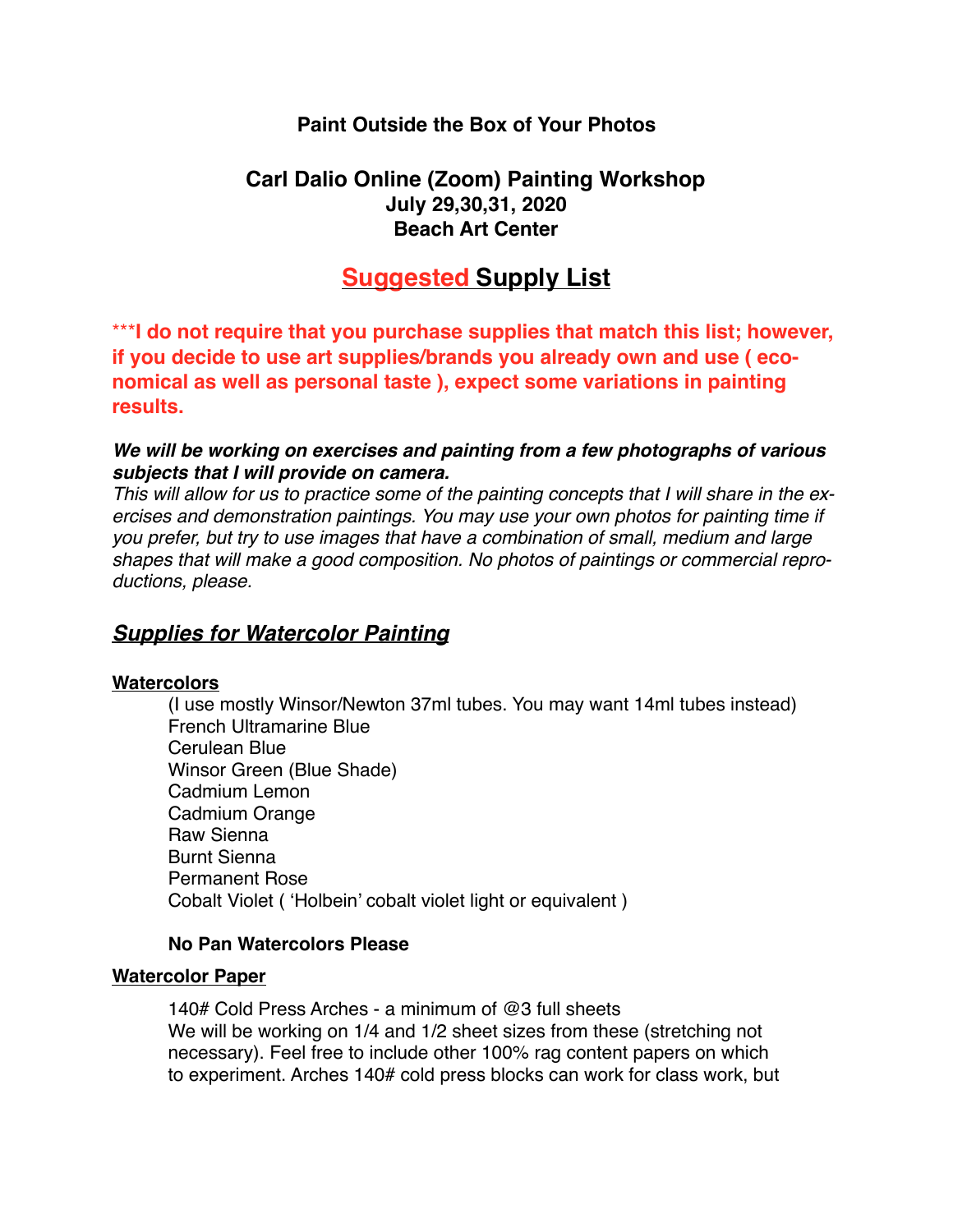**Paint Outside the Box of Your Photos**

**Carl Dalio Online (Zoom) Painting Workshop**
**July 29,30,31, 2020**
**Beach Art Center**

# Suggested Supply List

***I do not require that you purchase supplies that match this list; however, if you decide to use art supplies/brands you already own and use ( economical as well as personal taste ), expect some variations in painting results.**

***We will be working on exercises and painting from a few photographs of various subjects that I will provide on camera.***
*This will allow for us to practice some of the painting concepts that I will share in the exercises and demonstration paintings. You may use your own photos for painting time if you prefer, but try to use images that have a combination of small, medium and large shapes that will make a good composition. No photos of paintings or commercial reproductions, please.*

## Supplies for Watercolor Painting

### Watercolors

(I use mostly Winsor/Newton 37ml tubes. You may want 14ml tubes instead)
French Ultramarine Blue
Cerulean Blue
Winsor Green (Blue Shade)
Cadmium Lemon
Cadmium Orange
Raw Sienna
Burnt Sienna
Permanent Rose
Cobalt Violet ( 'Holbein' cobalt violet light or equivalent )

**No Pan Watercolors Please**

### Watercolor Paper

140# Cold Press Arches - a minimum of @3 full sheets
We will be working on 1/4 and 1/2 sheet sizes from these (stretching not necessary). Feel free to include other 100% rag content papers on which to experiment. Arches 140# cold press blocks can work for class work, but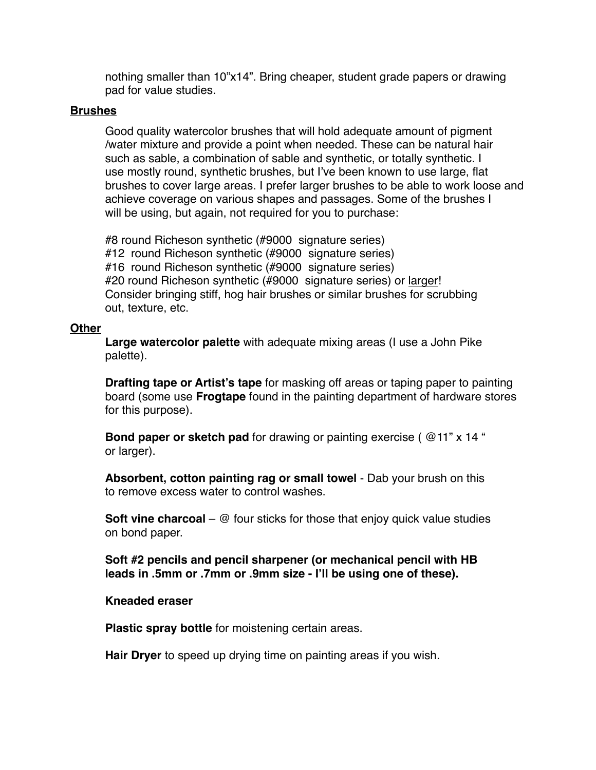nothing smaller than 10”x14”. Bring cheaper, student grade papers or drawing pad for value studies.

**Brushes**

Good quality watercolor brushes that will hold adequate amount of pigment /water mixture and provide a point when needed. These can be natural hair such as sable, a combination of sable and synthetic, or totally synthetic. I use mostly round, synthetic brushes, but I’ve been known to use large, flat brushes to cover large areas. I prefer larger brushes to be able to work loose and achieve coverage on various shapes and passages. Some of the brushes I will be using, but again, not required for you to purchase:

#8 round Richeson synthetic (#9000 signature series)
#12 round Richeson synthetic (#9000 signature series)
#16 round Richeson synthetic (#9000 signature series)
#20 round Richeson synthetic (#9000 signature series) or <u>larger</u>!
Consider bringing stiff, hog hair brushes or similar brushes for scrubbing out, texture, etc.

**Other**

**Large watercolor palette** with adequate mixing areas (I use a John Pike palette).

**Drafting tape or Artist’s tape** for masking off areas or taping paper to painting board (some use **Frogtape** found in the painting department of hardware stores for this purpose).

**Bond paper or sketch pad** for drawing or painting exercise ( @11” x 14 “ or larger).

**Absorbent, cotton painting rag or small towel** - Dab your brush on this to remove excess water to control washes.

**Soft vine charcoal** – @ four sticks for those that enjoy quick value studies on bond paper.

**Soft #2 pencils and pencil sharpener (or mechanical pencil with HB leads in .5mm or .7mm or .9mm size - I’ll be using one of these).**

**Kneaded eraser**

**Plastic spray bottle** for moistening certain areas.

**Hair Dryer** to speed up drying time on painting areas if you wish.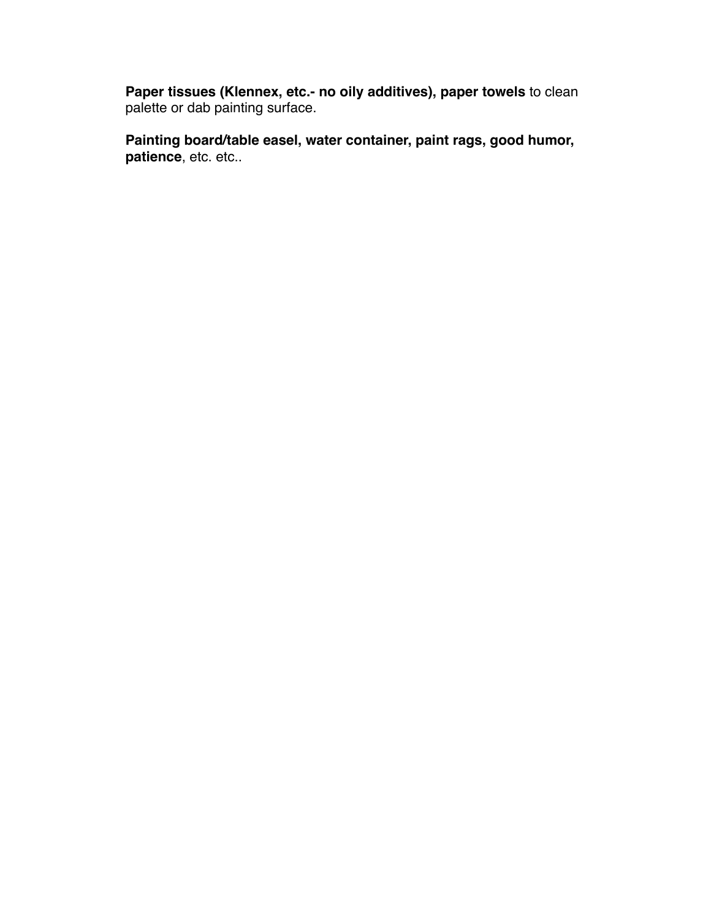**Paper tissues (Klennex, etc.- no oily additives), paper towels** to clean palette or dab painting surface.

**Painting board/table easel, water container, paint rags, good humor, patience**, etc. etc..